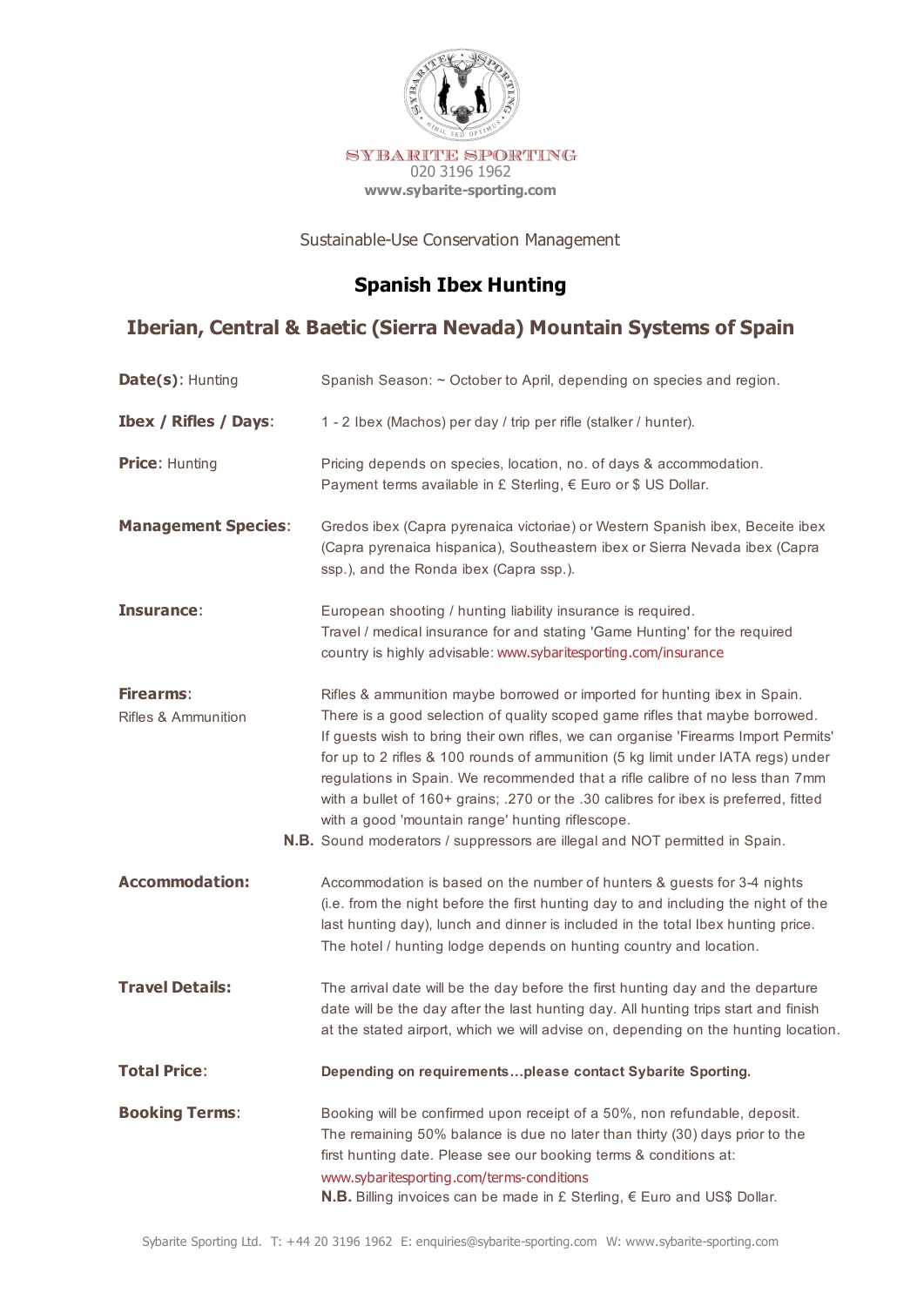SYBARITE SPORTING
020 3196 1962
**www.sybarite-sporting.com**

Sustainable-Use Conservation Management

# Spanish Ibex Hunting

## Iberian, Central & Baetic (Sierra Nevada) Mountain Systems of Spain

**Date(s):** Hunting — Spanish Season: ~ October to April, depending on species and region.

**Ibex / Rifles / Days:** — 1 - 2 Ibex (Machos) per day / trip per rifle (stalker / hunter).

**Price:** Hunting — Pricing depends on species, location, no. of days & accommodation. Payment terms available in £ Sterling, € Euro or $ US Dollar.

**Management Species:** — Gredos ibex (Capra pyrenaica victoriae) or Western Spanish ibex, Beceite ibex (Capra pyrenaica hispanica), Southeastern ibex or Sierra Nevada ibex (Capra ssp.), and the Ronda ibex (Capra ssp.).

**Insurance:** — European shooting / hunting liability insurance is required. Travel / medical insurance for and stating 'Game Hunting' for the required country is highly advisable: www.sybaritesporting.com/insurance

**Firearms:** Rifles & Ammunition — Rifles & ammunition maybe borrowed or imported for hunting ibex in Spain. There is a good selection of quality scoped game rifles that maybe borrowed. If guests wish to bring their own rifles, we can organise 'Firearms Import Permits' for up to 2 rifles & 100 rounds of ammunition (5 kg limit under IATA regs) under regulations in Spain. We recommended that a rifle calibre of no less than 7mm with a bullet of 160+ grains; .270 or the .30 calibres for ibex is preferred, fitted with a good 'mountain range' hunting riflescope.
**N.B.** Sound moderators / suppressors are illegal and NOT permitted in Spain.

**Accommodation:** — Accommodation is based on the number of hunters & guests for 3-4 nights (i.e. from the night before the first hunting day to and including the night of the last hunting day), lunch and dinner is included in the total Ibex hunting price. The hotel / hunting lodge depends on hunting country and location.

**Travel Details:** — The arrival date will be the day before the first hunting day and the departure date will be the day after the last hunting day. All hunting trips start and finish at the stated airport, which we will advise on, depending on the hunting location.

**Total Price:** — **Depending on requirements…please contact Sybarite Sporting.**

**Booking Terms:** — Booking will be confirmed upon receipt of a 50%, non refundable, deposit. The remaining 50% balance is due no later than thirty (30) days prior to the first hunting date. Please see our booking terms & conditions at: www.sybaritesporting.com/terms-conditions
**N.B.** Billing invoices can be made in £ Sterling, € Euro and US$ Dollar.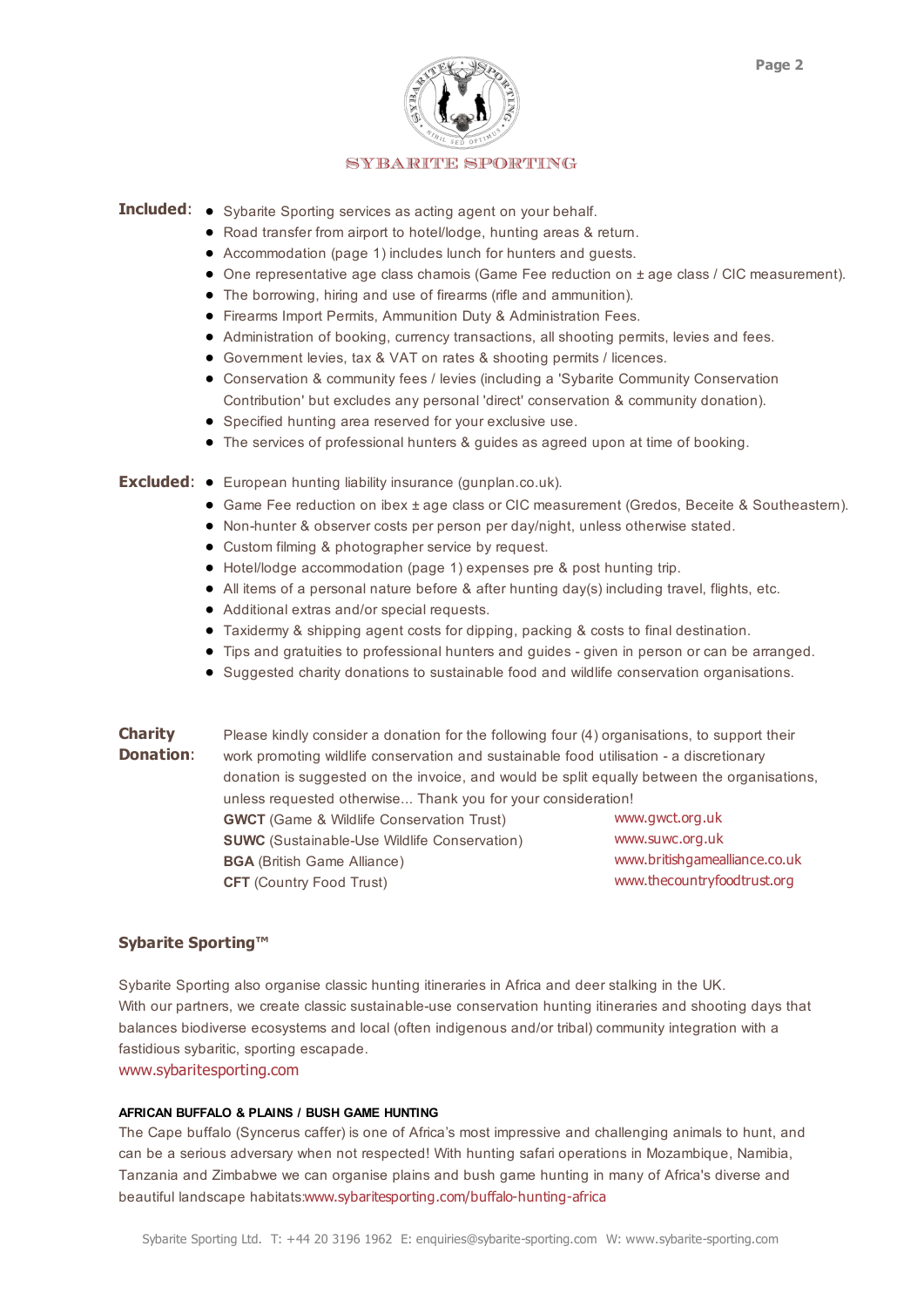SYBARITE SPORTING

**Included**:

- Sybarite Sporting services as acting agent on your behalf.
- Road transfer from airport to hotel/lodge, hunting areas & return.
- Accommodation (page 1) includes lunch for hunters and guests.
- One representative age class chamois (Game Fee reduction on ± age class / CIC measurement).
- The borrowing, hiring and use of firearms (rifle and ammunition).
- Firearms Import Permits, Ammunition Duty & Administration Fees.
- Administration of booking, currency transactions, all shooting permits, levies and fees.
- Government levies, tax & VAT on rates & shooting permits / licences.
- Conservation & community fees / levies (including a 'Sybarite Community Conservation Contribution' but excludes any personal 'direct' conservation & community donation).
- Specified hunting area reserved for your exclusive use.
- The services of professional hunters & guides as agreed upon at time of booking.

**Excluded**:

- European hunting liability insurance (gunplan.co.uk).
- Game Fee reduction on ibex ± age class or CIC measurement (Gredos, Beceite & Southeastern).
- Non-hunter & observer costs per person per day/night, unless otherwise stated.
- Custom filming & photographer service by request.
- Hotel/lodge accommodation (page 1) expenses pre & post hunting trip.
- All items of a personal nature before & after hunting day(s) including travel, flights, etc.
- Additional extras and/or special requests.
- Taxidermy & shipping agent costs for dipping, packing & costs to final destination.
- Tips and gratuities to professional hunters and guides - given in person or can be arranged.
- Suggested charity donations to sustainable food and wildlife conservation organisations.

**Charity Donation**:

Please kindly consider a donation for the following four (4) organisations, to support their work promoting wildlife conservation and sustainable food utilisation - a discretionary donation is suggested on the invoice, and would be split equally between the organisations, unless requested otherwise... Thank you for your consideration!

| | |
|---|---|
| **GWCT** (Game & Wildlife Conservation Trust) | www.gwct.org.uk |
| **SUWC** (Sustainable-Use Wildlife Conservation) | www.suwc.org.uk |
| **BGA** (British Game Alliance) | www.britishgamealliance.co.uk |
| **CFT** (Country Food Trust) | www.thecountryfoodtrust.org |

## Sybarite Sporting™

Sybarite Sporting also organise classic hunting itineraries in Africa and deer stalking in the UK.
With our partners, we create classic sustainable-use conservation hunting itineraries and shooting days that balances biodiverse ecosystems and local (often indigenous and/or tribal) community integration with a fastidious sybaritic, sporting escapade.
www.sybaritesporting.com

### AFRICAN BUFFALO & PLAINS / BUSH GAME HUNTING

The Cape buffalo (Syncerus caffer) is one of Africa's most impressive and challenging animals to hunt, and can be a serious adversary when not respected! With hunting safari operations in Mozambique, Namibia, Tanzania and Zimbabwe we can organise plains and bush game hunting in many of Africa's diverse and beautiful landscape habitats:www.sybaritesporting.com/buffalo-hunting-africa

Sybarite Sporting Ltd. T: +44 20 3196 1962 E: enquiries@sybarite-sporting.com W: www.sybarite-sporting.com